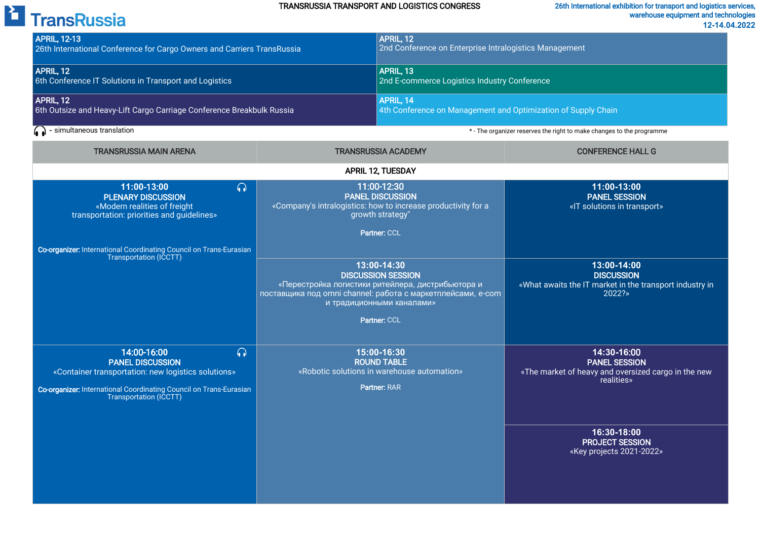# TransRussia

**TRANSRUSSIA TRANSPORT AND LOGISTICS CONGRESS**

26th International exhibition for transport and logistics services, warehouse equipment and technologies
12-14.04.2022

| | |
|---|---|
| **APRIL, 12-13** 26th International Conference for Cargo Owners and Carriers TransRussia | **APRIL, 12** 2nd Conference on Enterprise Intralogistics Management |
| **APRIL, 12** 6th Conference IT Solutions in Transport and Logistics | **APRIL, 13** 2nd E-commerce Logistics Industry Conference |
| **APRIL, 12** 6th Outsize and Heavy-Lift Cargo Carriage Conference Breakbulk Russia | **APRIL, 14** 4th Conference on Management and Optimization of Supply Chain |

🎧 - simultaneous translation

* - The organizer reserves the right to make changes to the programme

| TRANSRUSSIA MAIN ARENA | TRANSRUSSIA ACADEMY | CONFERENCE HALL G |
|---|---|---|
| **APRIL 12, TUESDAY** | | |
| **11:00-13:00** 🎧 **PLENARY DISCUSSION** «Modern realities of freight transportation: priorities and guidelines» **Co-organizer:** International Coordinating Council on Trans-Eurasian Transportation (ICCTT) | **11:00-12:30** **PANEL DISCUSSION** «Company's intralogistics: how to increase productivity for a growth strategy" **Partner:** CCL | **11:00-13:00** **PANEL SESSION** «IT solutions in transport» |
| | **13:00-14:30** **DISCUSSION SESSION** «Перестройка логистики ритейлера, дистрибьютора и поставщика под omni channel: работа с маркетплейсами, e-com и традиционными каналами» **Partner:** CCL | **13:00-14:00** **DISCUSSION** «What awaits the IT market in the transport industry in 2022?» |
| **14:00-16:00** 🎧 **PANEL DISCUSSION** «Container transportation: new logistics solutions» **Co-organizer:** International Coordinating Council on Trans-Eurasian Transportation (ICCTT) | **15:00-16:30** **ROUND TABLE** «Robotic solutions in warehouse automation» **Partner:** RAR | **14:30-16:00** **PANEL SESSION** «The market of heavy and oversized cargo in the new realities» |
| | | **16:30-18:00** **PROJECT SESSION** «Key projects 2021-2022» |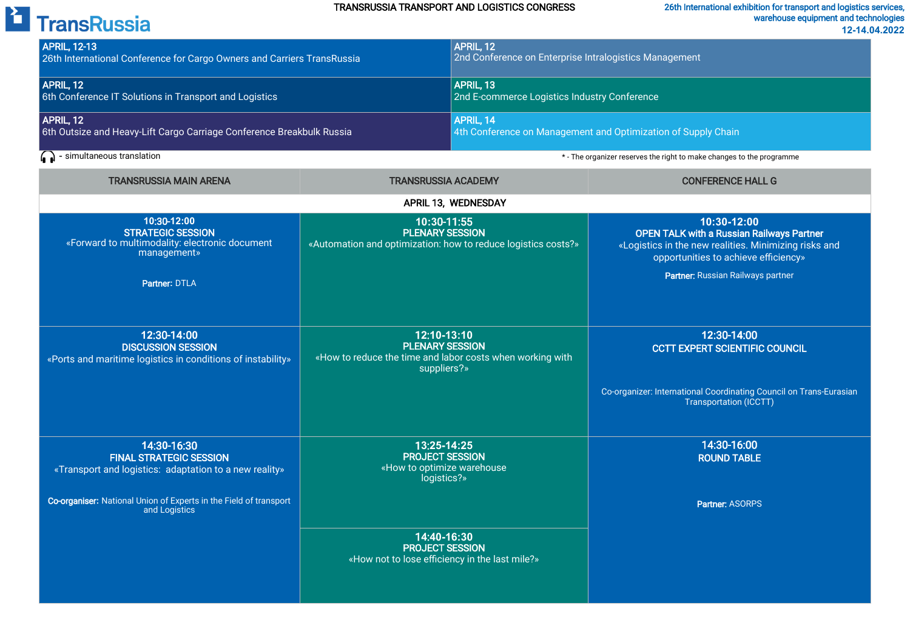# TRANSRUSSIA TRANSPORT AND LOGISTICS CONGRESS

**TransRussia**

26th International exhibition for transport and logistics services, warehouse equipment and technologies
12-14.04.2022

| | |
|---|---|
| **APRIL, 12-13**<br>26th International Conference for Cargo Owners and Carriers TransRussia | **APRIL, 12**<br>2nd Conference on Enterprise Intralogistics Management |
| **APRIL, 12**<br>6th Conference IT Solutions in Transport and Logistics | **APRIL, 13**<br>2nd E-commerce Logistics Industry Conference |
| **APRIL, 12**<br>6th Outsize and Heavy-Lift Cargo Carriage Conference Breakbulk Russia | **APRIL, 14**<br>4th Conference on Management and Optimization of Supply Chain |

- simultaneous translation

* - The organizer reserves the right to make changes to the programme

| TRANSRUSSIA MAIN ARENA | TRANSRUSSIA ACADEMY | CONFERENCE HALL G |
|---|---|---|
| **APRIL 13, WEDNESDAY** | | |
| **10:30-12:00**<br>**STRATEGIC SESSION**<br>«Forward to multimodality: electronic document management»<br><br>**Partner:** DTLA | **10:30-11:55**<br>**PLENARY SESSION**<br>«Automation and optimization: how to reduce logistics costs?» | **10:30-12:00**<br>**OPEN TALK with a Russian Railways Partner**<br>«Logistics in the new realities. Minimizing risks and opportunities to achieve efficiency»<br><br>**Partner:** Russian Railways partner |
| **12:30-14:00**<br>**DISCUSSION SESSION**<br>«Ports and maritime logistics in conditions of instability» | **12:10-13:10**<br>**PLENARY SESSION**<br>«How to reduce the time and labor costs when working with suppliers?» | **12:30-14:00**<br>**CCTT EXPERT SCIENTIFIC COUNCIL**<br><br>Co-organizer: International Coordinating Council on Trans-Eurasian Transportation (ICCTT) |
| **14:30-16:30**<br>**FINAL STRATEGIC SESSION**<br>«Transport and logistics: adaptation to a new reality»<br><br>**Co-organiser:** National Union of Experts in the Field of transport and Logistics | **13:25-14:25**<br>**PROJECT SESSION**<br>«How to optimize warehouse logistics?»<br><br>**14:40-16:30**<br>**PROJECT SESSION**<br>«How not to lose efficiency in the last mile?» | **14:30-16:00**<br>**ROUND TABLE**<br><br>**Partner:** ASORPS |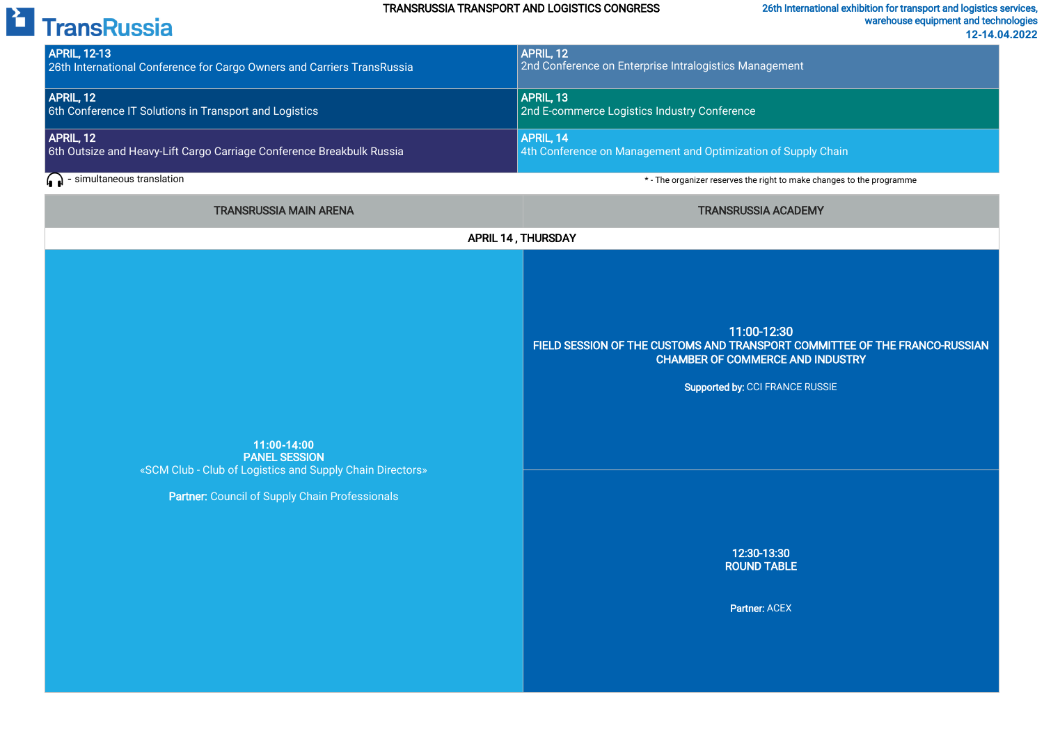TransRussia

TRANSRUSSIA TRANSPORT AND LOGISTICS CONGRESS

26th International exhibition for transport and logistics services, warehouse equipment and technologies
12-14.04.2022

| | |
|---|---|
| **APRIL, 12-13**<br>26th International Conference for Cargo Owners and Carriers TransRussia | **APRIL, 12**<br>2nd Conference on Enterprise Intralogistics Management |
| **APRIL, 12**<br>6th Conference IT Solutions in Transport and Logistics | **APRIL, 13**<br>2nd E-commerce Logistics Industry Conference |
| **APRIL, 12**<br>6th Outsize and Heavy-Lift Cargo Carriage Conference Breakbulk Russia | **APRIL, 14**<br>4th Conference on Management and Optimization of Supply Chain |

- simultaneous translation

\* - The organizer reserves the right to make changes to the programme

| TRANSRUSSIA MAIN ARENA | TRANSRUSSIA ACADEMY |
|---|---|
| **APRIL 14 , THURSDAY** | |
| **11:00-14:00**<br>**PANEL SESSION**<br>«SCM Club - Club of Logistics and Supply Chain Directors»<br><br>**Partner:** Council of Supply Chain Professionals | **11:00-12:30**<br>**FIELD SESSION OF THE CUSTOMS AND TRANSPORT COMMITTEE OF THE FRANCO-RUSSIAN CHAMBER OF COMMERCE AND INDUSTRY**<br><br>**Supported by:** CCI FRANCE RUSSIE |
| | **12:30-13:30**<br>**ROUND TABLE**<br><br>**Partner:** ACEX |